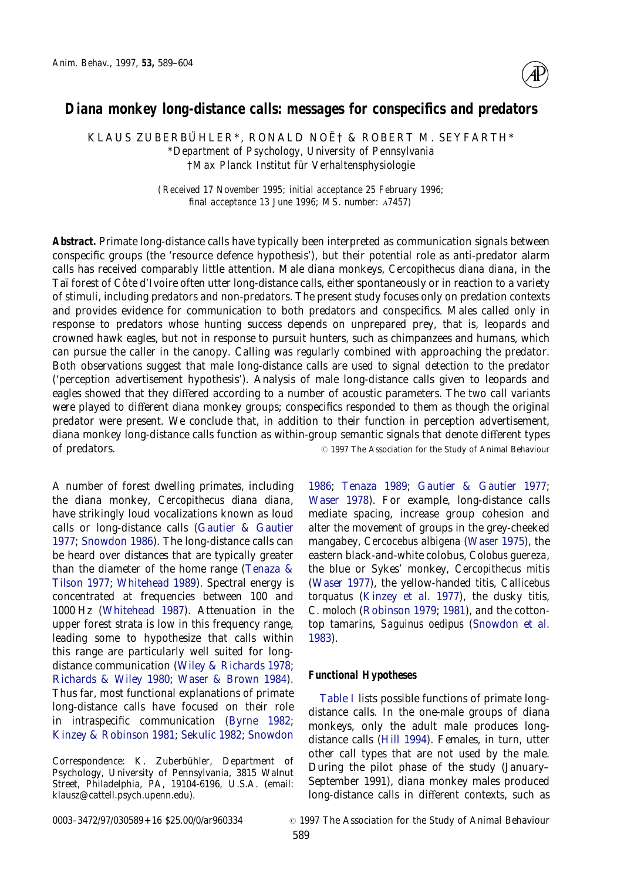# Diana monkey long-distance calls: messages for conspecifics and predators

KLAUS ZUBERBÜHLER*, RONALD NOË† & ROBERT M. SEYFARTH*

*Department of Psychology, University of Pennsylvania

†Max Planck Institut für Verhaltensphysiologie

*(Received 17 November 1995; initial acceptance 25 February 1996; final acceptance 13 June 1996; MS. number: A7457)*

**Abstract.** Primate long-distance calls have typically been interpreted as communication signals between conspecific groups (the 'resource defence hypothesis'), but their potential role as anti-predator alarm calls has received comparably little attention. Male diana monkeys, *Cercopithecus diana diana*, in the Taï forest of Côte d'Ivoire often utter long-distance calls, either spontaneously or in reaction to a variety of stimuli, including predators and non-predators. The present study focuses only on predation contexts and provides evidence for communication to both predators and conspecifics. Males called only in response to predators whose hunting success depends on unprepared prey, that is, leopards and crowned hawk eagles, but not in response to pursuit hunters, such as chimpanzees and humans, which can pursue the caller in the canopy. Calling was regularly combined with approaching the predator. Both observations suggest that male long-distance calls are used to signal detection to the predator ('perception advertisement hypothesis'). Analysis of male long-distance calls given to leopards and eagles showed that they differed according to a number of acoustic parameters. The two call variants were played to different diana monkey groups; conspecifics responded to them as though the original predator were present. We conclude that, in addition to their function in perception advertisement, diana monkey long-distance calls function as within-group semantic signals that denote different types of predators.

© 1997 The Association for the Study of Animal Behaviour

A number of forest dwelling primates, including the diana monkey, *Cercopithecus diana diana*, have strikingly loud vocalizations known as loud calls or long-distance calls (Gautier & Gautier 1977; Snowdon 1986). The long-distance calls can be heard over distances that are typically greater than the diameter of the home range (Tenaza & Tilson 1977; Whitehead 1989). Spectral energy is concentrated at frequencies between 100 and 1000 Hz (Whitehead 1987). Attenuation in the upper forest strata is low in this frequency range, leading some to hypothesize that calls within this range are particularly well suited for long-distance communication (Wiley & Richards 1978; Richards & Wiley 1980; Waser & Brown 1984). Thus far, most functional explanations of primate long-distance calls have focused on their role in intraspecific communication (Byrne 1982; Kinzey & Robinson 1981; Sekulic 1982; Snowdon 1986; Tenaza 1989; Gautier & Gautier 1977; Waser 1978). For example, long-distance calls mediate spacing, increase group cohesion and alter the movement of groups in the grey-cheeked mangabey, *Cercocebus albigena* (Waser 1975), the eastern black-and-white colobus, *Colobus guereza*, the blue or Sykes' monkey, *Cercopithecus mitis* (Waser 1977), the yellow-handed titis, *Callicebus torquatus* (Kinzey et al. 1977), the dusky titis, *C. moloch* (Robinson 1979; 1981), and the cotton-top tamarins, *Saguinus oedipus* (Snowdon et al. 1983).

Correspondence: K. Zuberbühler, Department of Psychology, University of Pennsylvania, 3815 Walnut Street, Philadelphia, PA, 19104-6196, U.S.A. (email: klausz@cattell.psych.upenn.edu).

### Functional Hypotheses

Table I lists possible functions of primate long-distance calls. In the one-male groups of diana monkeys, only the adult male produces long-distance calls (Hill 1994). Females, in turn, utter other call types that are not used by the male. During the pilot phase of the study (January–September 1991), diana monkey males produced long-distance calls in different contexts, such as

0003–3472/97/030589+16 $25.00/0/ar960334 © 1997 The Association for the Study of Animal Behaviour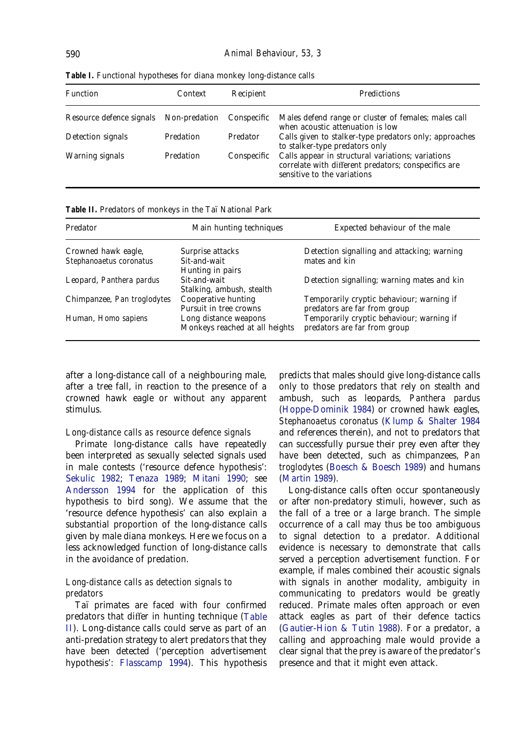**Table I.** Functional hypotheses for diana monkey long-distance calls

| Function | Context | Recipient | Predictions |
| --- | --- | --- | --- |
| Resource defence signals | Non-predation | Conspecific | Males defend range or cluster of females; males call when acoustic attenuation is low |
| Detection signals | Predation | Predator | Calls given to stalker-type predators only; approaches to stalker-type predators only |
| Warning signals | Predation | Conspecific | Calls appear in structural variations; variations correlate with different predators; conspecifics are sensitive to the variations |

**Table II.** Predators of monkeys in the Taï National Park

| Predator | Main hunting techniques | Expected behaviour of the male |
| --- | --- | --- |
| Crowned hawk eagle, *Stephanoaetus coronatus* | Surprise attacks<br>Sit-and-wait<br>Hunting in pairs | Detection signalling and attacking; warning mates and kin |
| Leopard, *Panthera pardus* | Sit-and-wait<br>Stalking, ambush, stealth | Detection signalling; warning mates and kin |
| Chimpanzee, *Pan troglodytes* | Cooperative hunting<br>Pursuit in tree crowns | Temporarily cryptic behaviour; warning if predators are far from group |
| Human, *Homo sapiens* | Long distance weapons<br>Monkeys reached at all heights | Temporarily cryptic behaviour; warning if predators are far from group |

after a long-distance call of a neighbouring male, after a tree fall, in reaction to the presence of a crowned hawk eagle or without any apparent stimulus.

### *Long-distance calls as resource defence signals*

Primate long-distance calls have repeatedly been interpreted as sexually selected signals used in male contests ('resource defence hypothesis': Sekulic 1982; Tenaza 1989; Mitani 1990; see Andersson 1994 for the application of this hypothesis to bird song). We assume that the 'resource defence hypothesis' can also explain a substantial proportion of the long-distance calls given by male diana monkeys. Here we focus on a less acknowledged function of long-distance calls in the avoidance of predation.

### *Long-distance calls as detection signals to predators*

Taï primates are faced with four confirmed predators that differ in hunting technique (Table II). Long-distance calls could serve as part of an anti-predation strategy to alert predators that they have been detected ('perception advertisement hypothesis': Flasscamp 1994). This hypothesis predicts that males should give long-distance calls only to those predators that rely on stealth and ambush, such as leopards, *Panthera pardus* (Hoppe-Dominik 1984) or crowned hawk eagles, *Stephanoaetus coronatus* (Klump & Shalter 1984 and references therein), and not to predators that can successfully pursue their prey even after they have been detected, such as chimpanzees, *Pan troglodytes* (Boesch & Boesch 1989) and humans (Martin 1989).

Long-distance calls often occur spontaneously or after non-predatory stimuli, however, such as the fall of a tree or a large branch. The simple occurrence of a call may thus be too ambiguous to signal detection to a predator. Additional evidence is necessary to demonstrate that calls served a perception advertisement function. For example, if males combined their acoustic signals with signals in another modality, ambiguity in communicating to predators would be greatly reduced. Primate males often approach or even attack eagles as part of their defence tactics (Gautier-Hion & Tutin 1988). For a predator, a calling and approaching male would provide a clear signal that the prey is aware of the predator's presence and that it might even attack.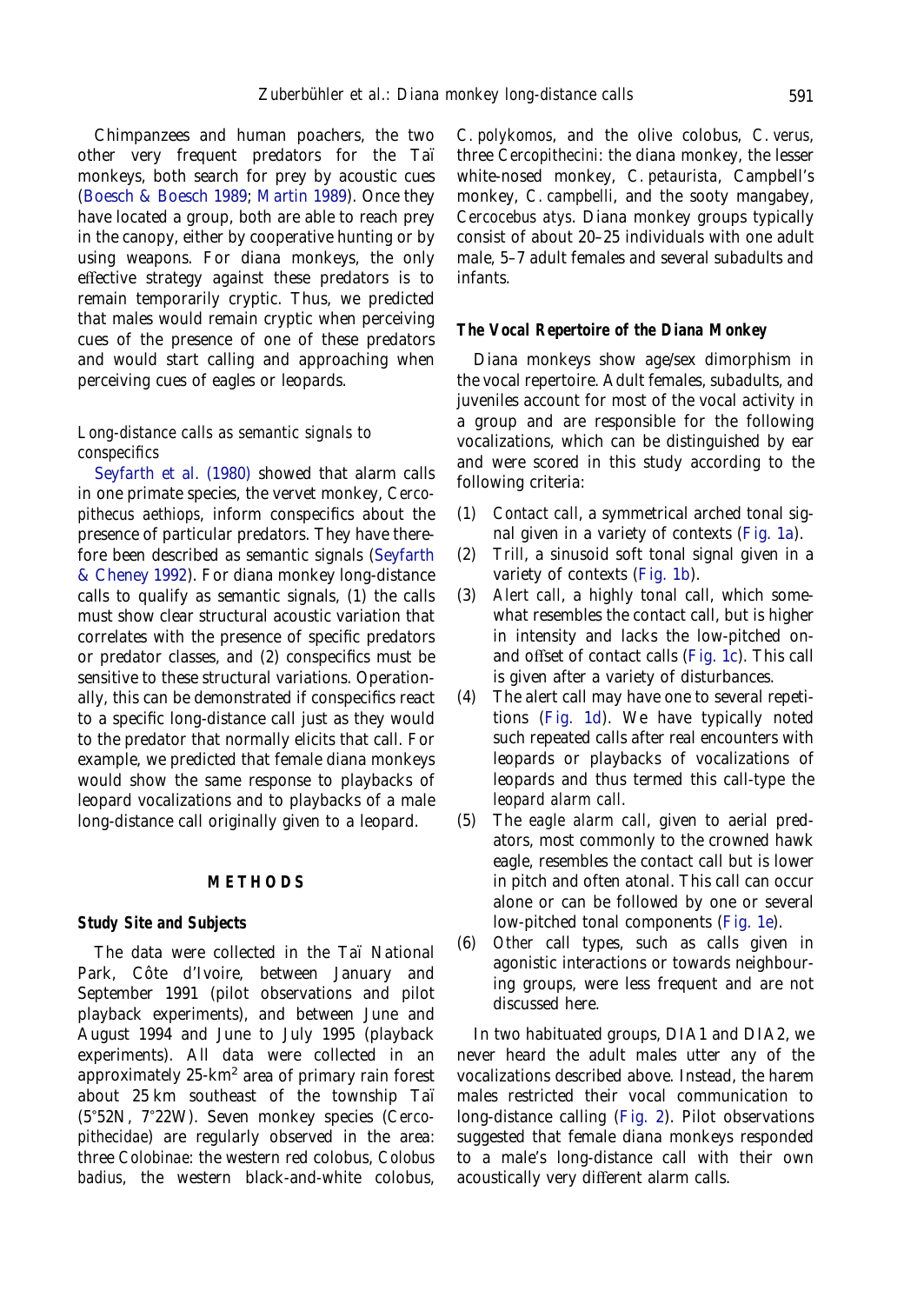Chimpanzees and human poachers, the two other very frequent predators for the Taï monkeys, both search for prey by acoustic cues (Boesch & Boesch 1989; Martin 1989). Once they have located a group, both are able to reach prey in the canopy, either by cooperative hunting or by using weapons. For diana monkeys, the only effective strategy against these predators is to remain temporarily cryptic. Thus, we predicted that males would remain cryptic when perceiving cues of the presence of one of these predators and would start calling and approaching when perceiving cues of eagles or leopards.

### *Long-distance calls as semantic signals to conspecifics*

Seyfarth et al. (1980) showed that alarm calls in one primate species, the vervet monkey, *Cercopithecus aethiops*, inform conspecifics about the presence of particular predators. They have therefore been described as semantic signals (Seyfarth & Cheney 1992). For diana monkey long-distance calls to qualify as semantic signals, (1) the calls must show clear structural acoustic variation that correlates with the presence of specific predators or predator classes, and (2) conspecifics must be sensitive to these structural variations. Operationally, this can be demonstrated if conspecifics react to a specific long-distance call just as they would to the predator that normally elicits that call. For example, we predicted that female diana monkeys would show the same response to playbacks of leopard vocalizations and to playbacks of a male long-distance call originally given to a leopard.

## METHODS

### Study Site and Subjects

The data were collected in the Taï National Park, Côte d'Ivoire, between January and September 1991 (pilot observations and pilot playback experiments), and between June and August 1994 and June to July 1995 (playback experiments). All data were collected in an approximately 25-km$^2$ area of primary rain forest about 25 km southeast of the township Taï (5°52N, 7°22W). Seven monkey species (*Cercopithecidae*) are regularly observed in the area: three *Colobinae*: the western red colobus, *Colobus badius*, the western black-and-white colobus, *C. polykomos*, and the olive colobus, *C. verus*, three *Cercopithecini*: the diana monkey, the lesser white-nosed monkey, *C. petaurista*, Campbell's monkey, *C. campbelli*, and the sooty mangabey, *Cercocebus atys*. Diana monkey groups typically consist of about 20–25 individuals with one adult male, 5–7 adult females and several subadults and infants.

### The Vocal Repertoire of the Diana Monkey

Diana monkeys show age/sex dimorphism in the vocal repertoire. Adult females, subadults, and juveniles account for most of the vocal activity in a group and are responsible for the following vocalizations, which can be distinguished by ear and were scored in this study according to the following criteria:

(1) *Contact call*, a symmetrical arched tonal signal given in a variety of contexts (Fig. 1a).

(2) *Trill*, a sinusoid soft tonal signal given in a variety of contexts (Fig. 1b).

(3) *Alert call*, a highly tonal call, which somewhat resembles the contact call, but is higher in intensity and lacks the low-pitched on- and offset of contact calls (Fig. 1c). This call is given after a variety of disturbances.

(4) The alert call may have one to several repetitions (Fig. 1d). We have typically noted such repeated calls after real encounters with leopards or playbacks of vocalizations of leopards and thus termed this call-type the *leopard alarm call*.

(5) The *eagle alarm call*, given to aerial predators, most commonly to the crowned hawk eagle, resembles the contact call but is lower in pitch and often atonal. This call can occur alone or can be followed by one or several low-pitched tonal components (Fig. 1e).

(6) *Other* call types, such as calls given in agonistic interactions or towards neighbouring groups, were less frequent and are not discussed here.

In two habituated groups, DIA1 and DIA2, we never heard the adult males utter any of the vocalizations described above. Instead, the harem males restricted their vocal communication to long-distance calling (Fig. 2). Pilot observations suggested that female diana monkeys responded to a male's long-distance call with their own acoustically very different alarm calls.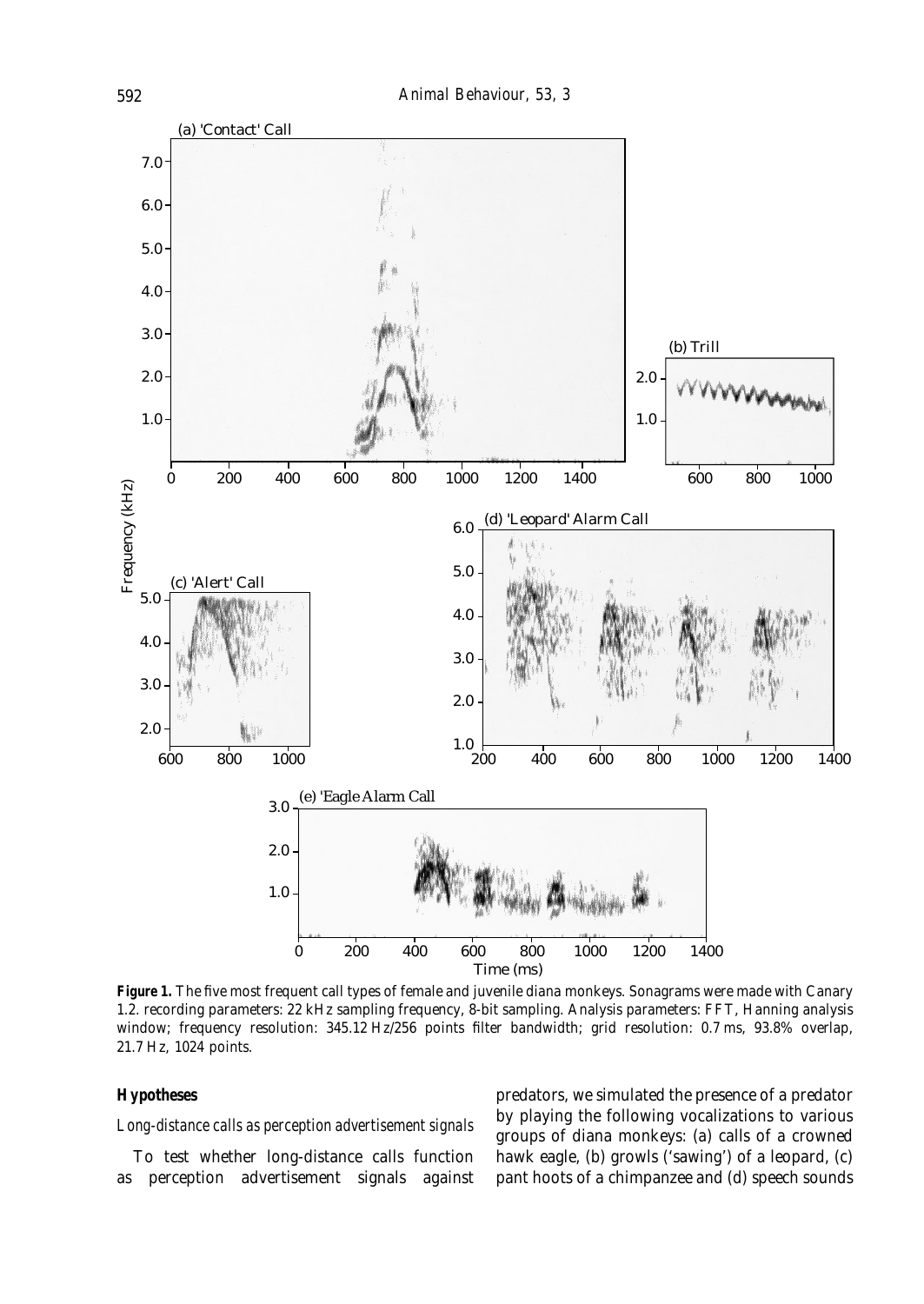**Figure 1.** The five most frequent call types of female and juvenile diana monkeys. Sonagrams were made with Canary 1.2. recording parameters: 22 kHz sampling frequency, 8-bit sampling. Analysis parameters: FFT, Hanning analysis window; frequency resolution: 345.12 Hz/256 points filter bandwidth; grid resolution: 0.7 ms, 93.8% overlap, 21.7 Hz, 1024 points.

### Hypotheses

*Long-distance calls as perception advertisement signals*

To test whether long-distance calls function as perception advertisement signals against predators, we simulated the presence of a predator by playing the following vocalizations to various groups of diana monkeys: (a) calls of a crowned hawk eagle, (b) growls ('sawing') of a leopard, (c) pant hoots of a chimpanzee and (d) speech sounds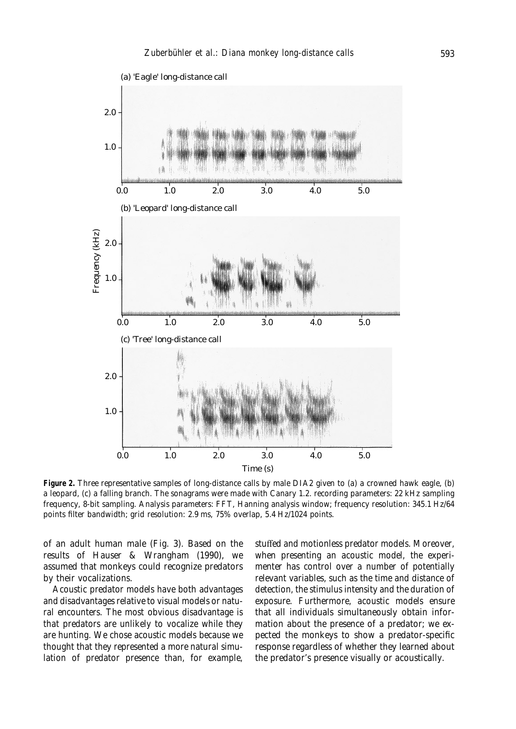**Figure 2.** Three representative samples of long-distance calls by male DIA2 given to (a) a crowned hawk eagle, (b) a leopard, (c) a falling branch. The sonagrams were made with Canary 1.2. recording parameters: 22 kHz sampling frequency, 8-bit sampling. Analysis parameters: FFT, Hanning analysis window; frequency resolution: 345.1 Hz/64 points filter bandwidth; grid resolution: 2.9 ms, 75% overlap, 5.4 Hz/1024 points.

of an adult human male (Fig. 3). Based on the results of Hauser & Wrangham (1990), we assumed that monkeys could recognize predators by their vocalizations.

Acoustic predator models have both advantages and disadvantages relative to visual models or natural encounters. The most obvious disadvantage is that predators are unlikely to vocalize while they are hunting. We chose acoustic models because we thought that they represented a more natural simulation of predator presence than, for example, stuffed and motionless predator models. Moreover, when presenting an acoustic model, the experimenter has control over a number of potentially relevant variables, such as the time and distance of detection, the stimulus intensity and the duration of exposure. Furthermore, acoustic models ensure that all individuals simultaneously obtain information about the presence of a predator; we expected the monkeys to show a predator-specific response regardless of whether they learned about the predator's presence visually or acoustically.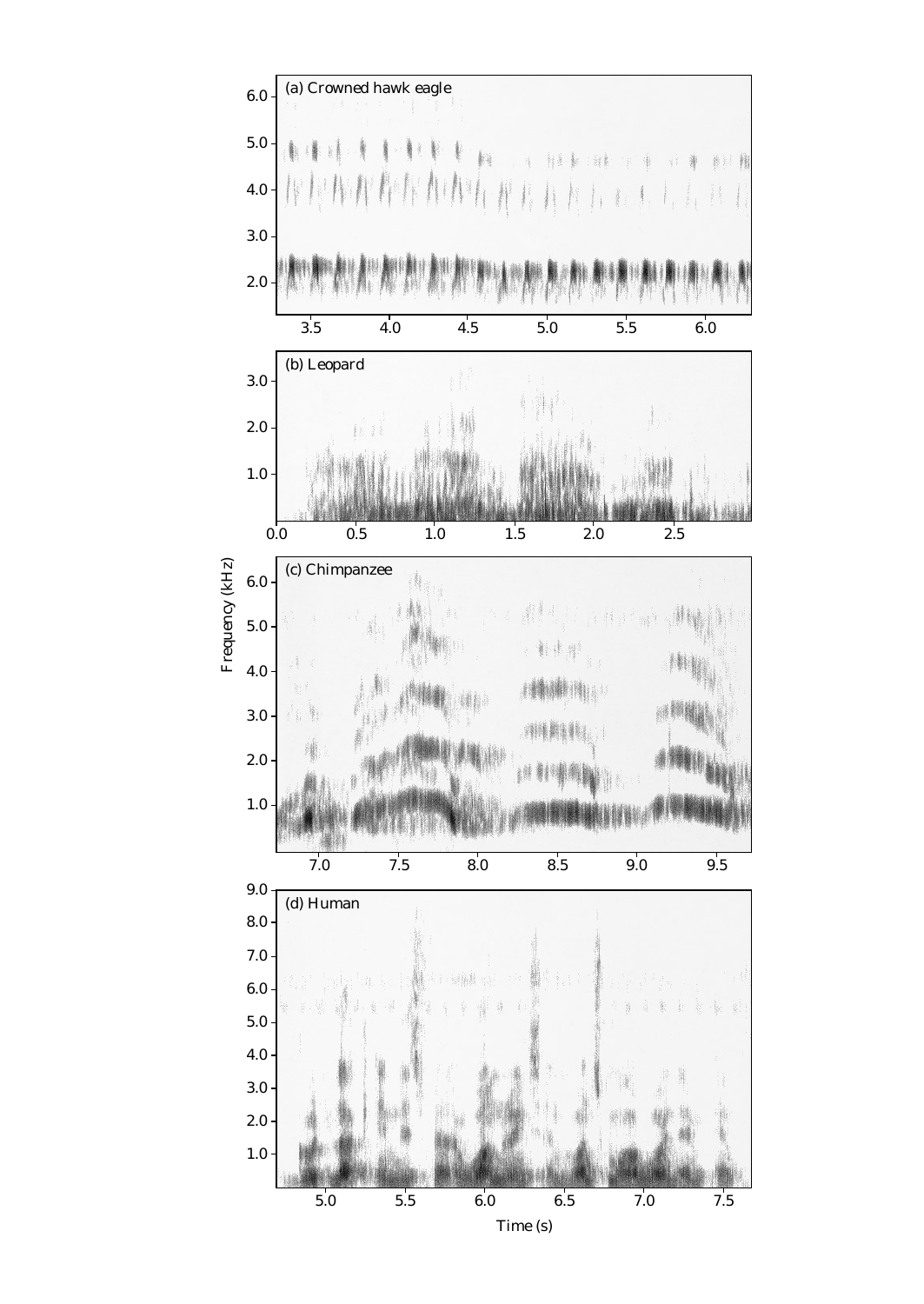(a) Crowned hawk eagle

(b) Leopard

(c) Chimpanzee

(d) Human

Frequency (kHz)

Time (s)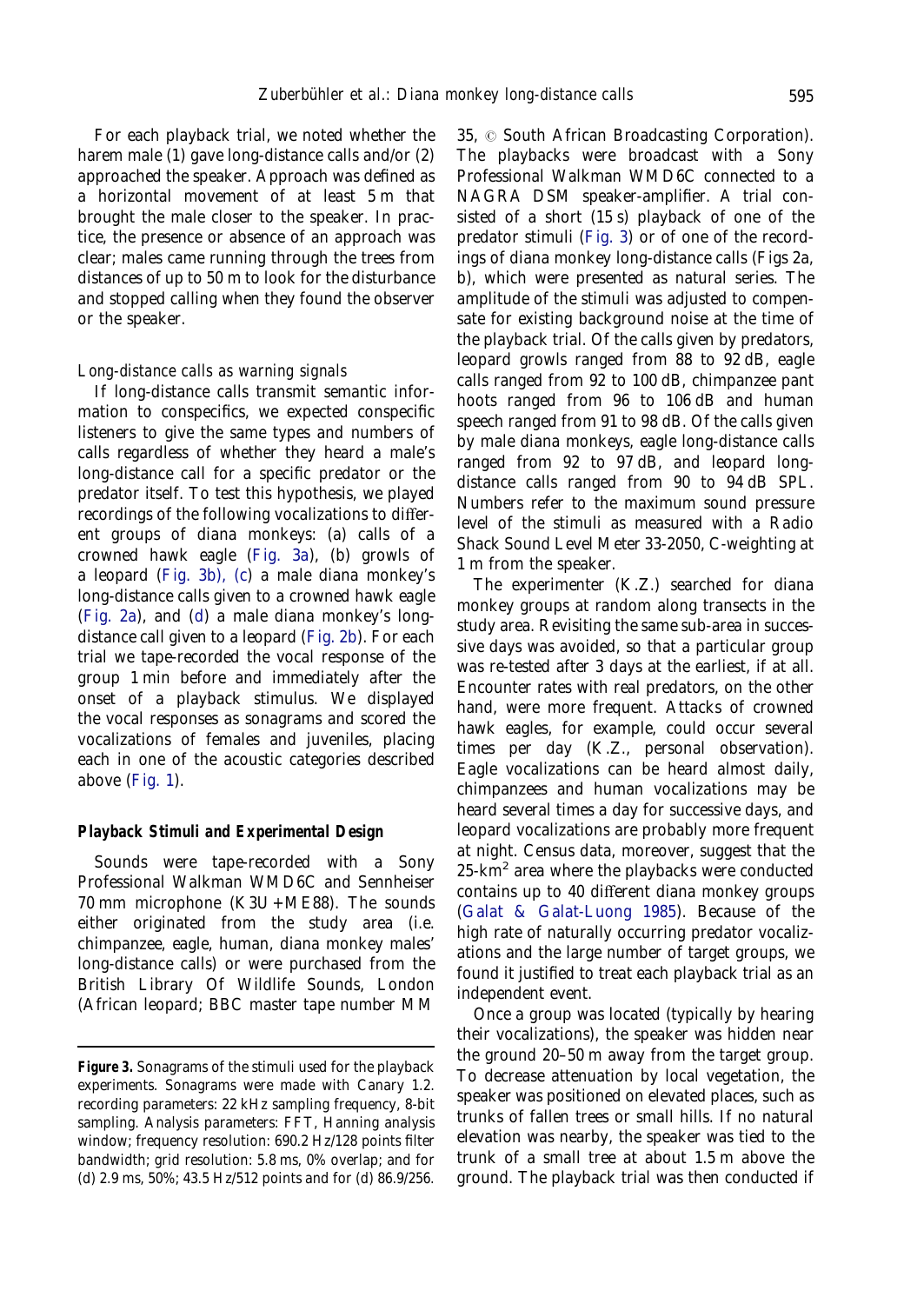For each playback trial, we noted whether the harem male (1) gave long-distance calls and/or (2) approached the speaker. Approach was defined as a horizontal movement of at least 5 m that brought the male closer to the speaker. In practice, the presence or absence of an approach was clear; males came running through the trees from distances of up to 50 m to look for the disturbance and stopped calling when they found the observer or the speaker.

*Long-distance calls as warning signals*

If long-distance calls transmit semantic information to conspecifics, we expected conspecific listeners to give the same types and numbers of calls regardless of whether they heard a male's long-distance call for a specific predator or the predator itself. To test this hypothesis, we played recordings of the following vocalizations to different groups of diana monkeys: (a) calls of a crowned hawk eagle (Fig. 3a), (b) growls of a leopard (Fig. 3b), (c) a male diana monkey's long-distance calls given to a crowned hawk eagle (Fig. 2a), and (d) a male diana monkey's long-distance call given to a leopard (Fig. 2b). For each trial we tape-recorded the vocal response of the group 1 min before and immediately after the onset of a playback stimulus. We displayed the vocal responses as sonagrams and scored the vocalizations of females and juveniles, placing each in one of the acoustic categories described above (Fig. 1).

### Playback Stimuli and Experimental Design

Sounds were tape-recorded with a Sony Professional Walkman WMD6C and Sennheiser 70 mm microphone (K3U+ME88). The sounds either originated from the study area (i.e. chimpanzee, eagle, human, diana monkey males' long-distance calls) or were purchased from the British Library Of Wildlife Sounds, London (African leopard; BBC master tape number MM 35, © South African Broadcasting Corporation). The playbacks were broadcast with a Sony Professional Walkman WMD6C connected to a NAGRA DSM speaker-amplifier. A trial consisted of a short (15 s) playback of one of the predator stimuli (Fig. 3) or of one of the recordings of diana monkey long-distance calls (Figs 2a, b), which were presented as natural series. The amplitude of the stimuli was adjusted to compensate for existing background noise at the time of the playback trial. Of the calls given by predators, leopard growls ranged from 88 to 92 dB, eagle calls ranged from 92 to 100 dB, chimpanzee pant hoots ranged from 96 to 106 dB and human speech ranged from 91 to 98 dB. Of the calls given by male diana monkeys, eagle long-distance calls ranged from 92 to 97 dB, and leopard long-distance calls ranged from 90 to 94 dB SPL. Numbers refer to the maximum sound pressure level of the stimuli as measured with a Radio Shack Sound Level Meter 33-2050, C-weighting at 1 m from the speaker.

The experimenter (K.Z.) searched for diana monkey groups at random along transects in the study area. Revisiting the same sub-area in successive days was avoided, so that a particular group was re-tested after 3 days at the earliest, if at all. Encounter rates with real predators, on the other hand, were more frequent. Attacks of crowned hawk eagles, for example, could occur several times per day (K.Z., personal observation). Eagle vocalizations can be heard almost daily, chimpanzees and human vocalizations may be heard several times a day for successive days, and leopard vocalizations are probably more frequent at night. Census data, moreover, suggest that the 25-km$^2$ area where the playbacks were conducted contains up to 40 different diana monkey groups (Galat & Galat-Luong 1985). Because of the high rate of naturally occurring predator vocalizations and the large number of target groups, we found it justified to treat each playback trial as an independent event.

Once a group was located (typically by hearing their vocalizations), the speaker was hidden near the ground 20–50 m away from the target group. To decrease attenuation by local vegetation, the speaker was positioned on elevated places, such as trunks of fallen trees or small hills. If no natural elevation was nearby, the speaker was tied to the trunk of a small tree at about 1.5 m above the ground. The playback trial was then conducted if

**Figure 3.** Sonagrams of the stimuli used for the playback experiments. Sonagrams were made with Canary 1.2. recording parameters: 22 kHz sampling frequency, 8-bit sampling. Analysis parameters: FFT, Hanning analysis window; frequency resolution: 690.2 Hz/128 points filter bandwidth; grid resolution: 5.8 ms, 0% overlap; and for (d) 2.9 ms, 50%; 43.5 Hz/512 points and for (d) 86.9/256.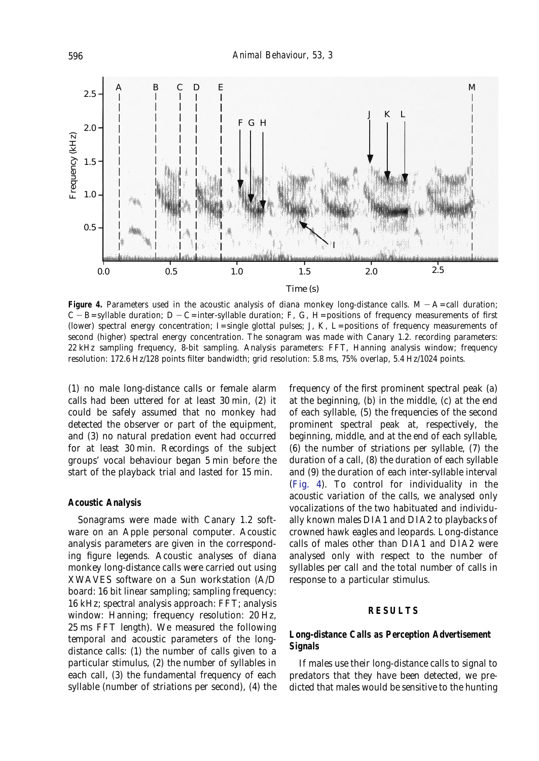**Figure 4.** Parameters used in the acoustic analysis of diana monkey long-distance calls. M − A = call duration; C − B = syllable duration; D − C = inter-syllable duration; F, G, H = positions of frequency measurements of first (lower) spectral energy concentration; I = single glottal pulses; J, K, L = positions of frequency measurements of second (higher) spectral energy concentration. The sonagram was made with Canary 1.2. recording parameters: 22 kHz sampling frequency, 8-bit sampling. Analysis parameters: FFT, Hanning analysis window; frequency resolution: 172.6 Hz/128 points filter bandwidth; grid resolution: 5.8 ms, 75% overlap, 5.4 Hz/1024 points.

(1) no male long-distance calls or female alarm calls had been uttered for at least 30 min, (2) it could be safely assumed that no monkey had detected the observer or part of the equipment, and (3) no natural predation event had occurred for at least 30 min. Recordings of the subject groups' vocal behaviour began 5 min before the start of the playback trial and lasted for 15 min.

### Acoustic Analysis

Sonagrams were made with Canary 1.2 software on an Apple personal computer. Acoustic analysis parameters are given in the corresponding figure legends. Acoustic analyses of diana monkey long-distance calls were carried out using XWAVES software on a Sun workstation (A/D board: 16 bit linear sampling; sampling frequency: 16 kHz; spectral analysis approach: FFT; analysis window: Hanning; frequency resolution: 20 Hz, 25 ms FFT length). We measured the following temporal and acoustic parameters of the long-distance calls: (1) the number of calls given to a particular stimulus, (2) the number of syllables in each call, (3) the fundamental frequency of each syllable (number of striations per second), (4) the frequency of the first prominent spectral peak (a) at the beginning, (b) in the middle, (c) at the end of each syllable, (5) the frequencies of the second prominent spectral peak at, respectively, the beginning, middle, and at the end of each syllable, (6) the number of striations per syllable, (7) the duration of a call, (8) the duration of each syllable and (9) the duration of each inter-syllable interval (Fig. 4). To control for individuality in the acoustic variation of the calls, we analysed only vocalizations of the two habituated and individually known males DIA1 and DIA2 to playbacks of crowned hawk eagles and leopards. Long-distance calls of males other than DIA1 and DIA2 were analysed only with respect to the number of syllables per call and the total number of calls in response to a particular stimulus.

## RESULTS

### Long-distance Calls as Perception Advertisement Signals

If males use their long-distance calls to signal to predators that they have been detected, we predicted that males would be sensitive to the hunting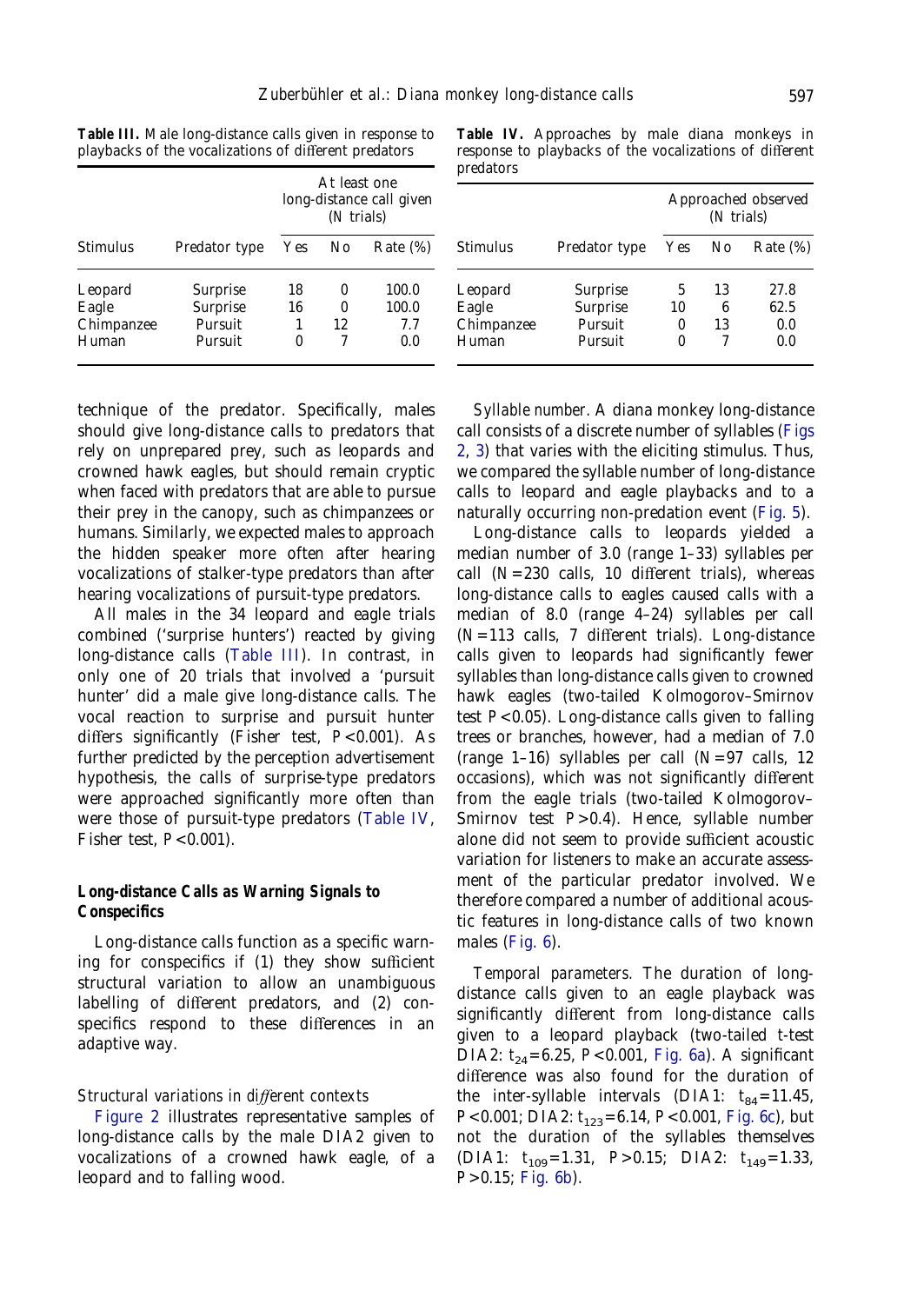**Table III.** Male long-distance calls given in response to playbacks of the vocalizations of different predators

| Stimulus | Predator type | At least one long-distance call given (N trials) | | |
|---|---|---|---|---|
| | | Yes | No | Rate (%) |
| Leopard | Surprise | 18 | 0 | 100.0 |
| Eagle | Surprise | 16 | 0 | 100.0 |
| Chimpanzee | Pursuit | 1 | 12 | 7.7 |
| Human | Pursuit | 0 | 7 | 0.0 |

**Table IV.** Approaches by male diana monkeys in response to playbacks of the vocalizations of different predators

| Stimulus | Predator type | Approached observed (N trials) | | |
|---|---|---|---|---|
| | | Yes | No | Rate (%) |
| Leopard | Surprise | 5 | 13 | 27.8 |
| Eagle | Surprise | 10 | 6 | 62.5 |
| Chimpanzee | Pursuit | 0 | 13 | 0.0 |
| Human | Pursuit | 0 | 7 | 0.0 |

technique of the predator. Specifically, males should give long-distance calls to predators that rely on unprepared prey, such as leopards and crowned hawk eagles, but should remain cryptic when faced with predators that are able to pursue their prey in the canopy, such as chimpanzees or humans. Similarly, we expected males to approach the hidden speaker more often after hearing vocalizations of stalker-type predators than after hearing vocalizations of pursuit-type predators.

All males in the 34 leopard and eagle trials combined ('surprise hunters') reacted by giving long-distance calls (Table III). In contrast, in only one of 20 trials that involved a 'pursuit hunter' did a male give long-distance calls. The vocal reaction to surprise and pursuit hunter differs significantly (Fisher test, $P<0.001$). As further predicted by the perception advertisement hypothesis, the calls of surprise-type predators were approached significantly more often than were those of pursuit-type predators (Table IV, Fisher test, $P<0.001$).

### Long-distance Calls as Warning Signals to Conspecifics

Long-distance calls function as a specific warning for conspecifics if (1) they show sufficient structural variation to allow an unambiguous labelling of different predators, and (2) conspecifics respond to these differences in an adaptive way.

#### *Structural variations in different contexts*

Figure 2 illustrates representative samples of long-distance calls by the male DIA2 given to vocalizations of a crowned hawk eagle, of a leopard and to falling wood.

*Syllable number.* A diana monkey long-distance call consists of a discrete number of syllables (Figs 2, 3) that varies with the eliciting stimulus. Thus, we compared the syllable number of long-distance calls to leopard and eagle playbacks and to a naturally occurring non-predation event (Fig. 5).

Long-distance calls to leopards yielded a median number of 3.0 (range 1–33) syllables per call ($N=230$ calls, 10 different trials), whereas long-distance calls to eagles caused calls with a median of 8.0 (range 4–24) syllables per call ($N=113$ calls, 7 different trials). Long-distance calls given to leopards had significantly fewer syllables than long-distance calls given to crowned hawk eagles (two-tailed Kolmogorov–Smirnov test $P<0.05$). Long-distance calls given to falling trees or branches, however, had a median of 7.0 (range 1–16) syllables per call ($N=97$ calls, 12 occasions), which was not significantly different from the eagle trials (two-tailed Kolmogorov–Smirnov test $P>0.4$). Hence, syllable number alone did not seem to provide sufficient acoustic variation for listeners to make an accurate assessment of the particular predator involved. We therefore compared a number of additional acoustic features in long-distance calls of two known males (Fig. 6).

*Temporal parameters.* The duration of long-distance calls given to an eagle playback was significantly different from long-distance calls given to a leopard playback (two-tailed *t*-test DIA2: $t_{24}=6.25$, $P<0.001$, Fig. 6a). A significant difference was also found for the duration of the inter-syllable intervals (DIA1: $t_{84}=11.45$, $P<0.001$; DIA2: $t_{123}=6.14$, $P<0.001$, Fig. 6c), but not the duration of the syllables themselves (DIA1: $t_{109}=1.31$, $P>0.15$; DIA2: $t_{149}=1.33$, $P>0.15$; Fig. 6b).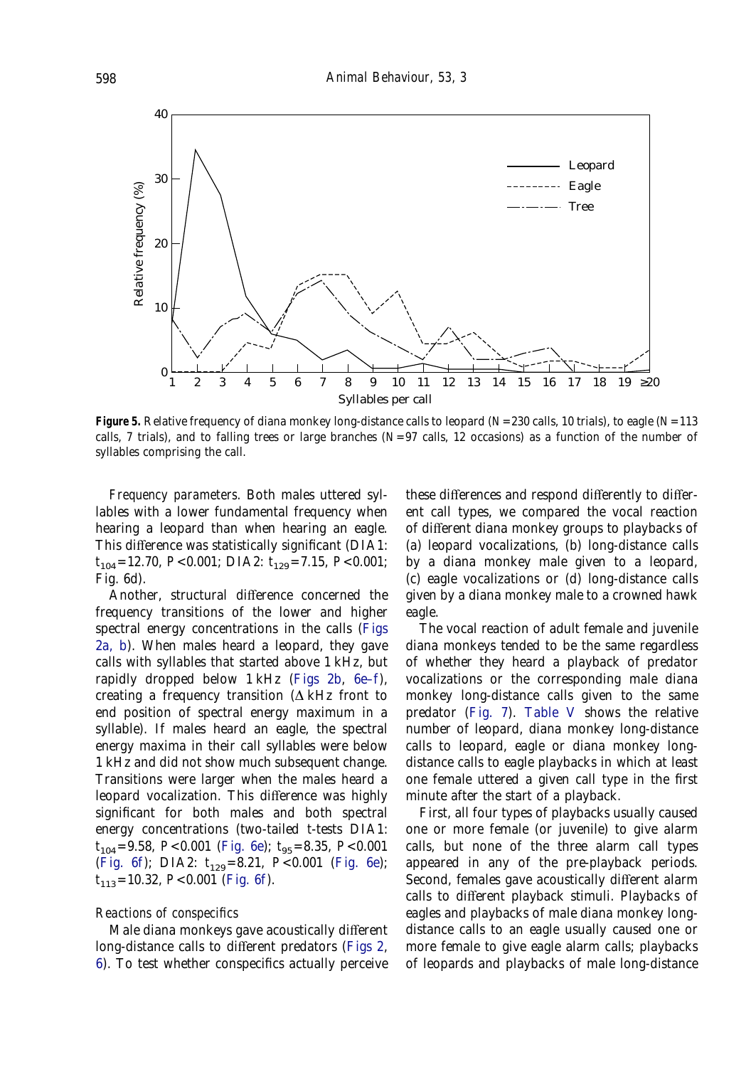**Figure 5.** Relative frequency of diana monkey long-distance calls to leopard ($N$=230 calls, 10 trials), to eagle ($N$=113 calls, 7 trials), and to falling trees or large branches ($N$=97 calls, 12 occasions) as a function of the number of syllables comprising the call.

*Frequency parameters.* Both males uttered syllables with a lower fundamental frequency when hearing a leopard than when hearing an eagle. This difference was statistically significant (DIA1: $t_{104}$=12.70, $P$<0.001; DIA2: $t_{129}$=7.15, $P$<0.001; Fig. 6d).

Another, structural difference concerned the frequency transitions of the lower and higher spectral energy concentrations in the calls (Figs 2a, b). When males heard a leopard, they gave calls with syllables that started above 1 kHz, but rapidly dropped below 1 kHz (Figs 2b, 6e–f), creating a frequency transition ($\Delta$ kHz front to end position of spectral energy maximum in a syllable). If males heard an eagle, the spectral energy maxima in their call syllables were below 1 kHz and did not show much subsequent change. Transitions were larger when the males heard a leopard vocalization. This difference was highly significant for both males and both spectral energy concentrations (two-tailed $t$-tests DIA1: $t_{104}$=9.58, $P$<0.001 (Fig. 6e); $t_{95}$=8.35, $P$<0.001 (Fig. 6f); DIA2: $t_{129}$=8.21, $P$<0.001 (Fig. 6e); $t_{113}$=10.32, $P$<0.001 (Fig. 6f).

### Reactions of conspecifics

Male diana monkeys gave acoustically different long-distance calls to different predators (Figs 2, 6). To test whether conspecifics actually perceive these differences and respond differently to different call types, we compared the vocal reaction of different diana monkey groups to playbacks of (a) leopard vocalizations, (b) long-distance calls by a diana monkey male given to a leopard, (c) eagle vocalizations or (d) long-distance calls given by a diana monkey male to a crowned hawk eagle.

The vocal reaction of adult female and juvenile diana monkeys tended to be the same regardless of whether they heard a playback of predator vocalizations or the corresponding male diana monkey long-distance calls given to the same predator (Fig. 7). Table V shows the relative number of leopard, diana monkey long-distance calls to leopard, eagle or diana monkey long-distance calls to eagle playbacks in which at least one female uttered a given call type in the first minute after the start of a playback.

First, all four types of playbacks usually caused one or more female (or juvenile) to give alarm calls, but none of the three alarm call types appeared in any of the pre-playback periods. Second, females gave acoustically different alarm calls to different playback stimuli. Playbacks of eagles and playbacks of male diana monkey long-distance calls to an eagle usually caused one or more female to give eagle alarm calls; playbacks of leopards and playbacks of male long-distance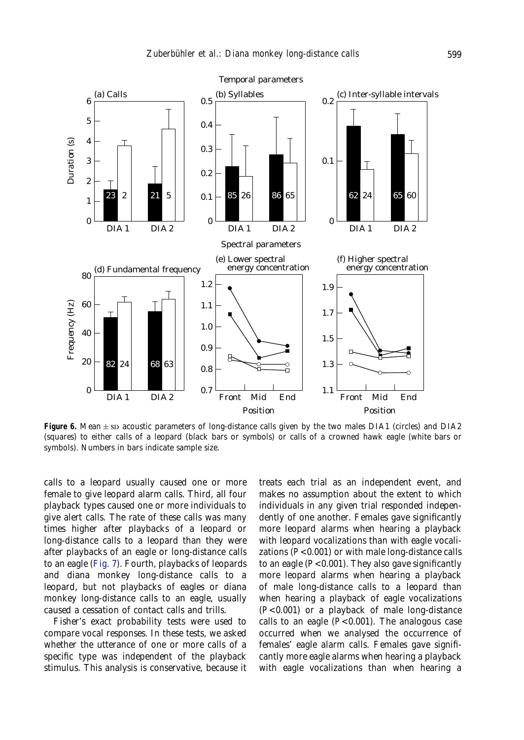**Figure 6.** Mean ± SD acoustic parameters of long-distance calls given by the two males DIA1 (circles) and DIA2 (squares) to either calls of a leopard (black bars or symbols) or calls of a crowned hawk eagle (white bars or symbols). Numbers in bars indicate sample size.

calls to a leopard usually caused one or more female to give leopard alarm calls. Third, all four playback types caused one or more individuals to give alert calls. The rate of these calls was many times higher after playbacks of a leopard or long-distance calls to a leopard than they were after playbacks of an eagle or long-distance calls to an eagle (Fig. 7). Fourth, playbacks of leopards and diana monkey long-distance calls to a leopard, but not playbacks of eagles or diana monkey long-distance calls to an eagle, usually caused a cessation of contact calls and trills.

Fisher's exact probability tests were used to compare vocal responses. In these tests, we asked whether the utterance of one or more calls of a specific type was independent of the playback stimulus. This analysis is conservative, because it treats each trial as an independent event, and makes no assumption about the extent to which individuals in any given trial responded independently of one another. Females gave significantly more leopard alarms when hearing a playback with leopard vocalizations than with eagle vocalizations ($P<0.001$) or with male long-distance calls to an eagle ($P<0.001$). They also gave significantly more leopard alarms when hearing a playback of male long-distance calls to a leopard than when hearing a playback of eagle vocalizations ($P<0.001$) or a playback of male long-distance calls to an eagle ($P<0.001$). The analogous case occurred when we analysed the occurrence of females' eagle alarm calls. Females gave significantly more eagle alarms when hearing a playback with eagle vocalizations than when hearing a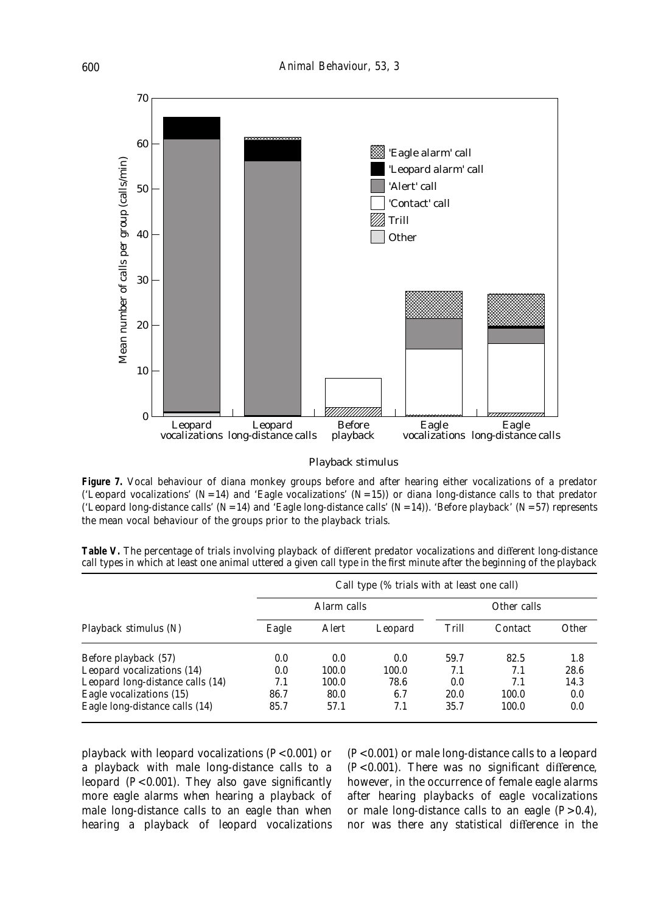**Figure 7.** Vocal behaviour of diana monkey groups before and after hearing either vocalizations of a predator ('Leopard vocalizations' ($N=14$) and 'Eagle vocalizations' ($N=15$)) or diana long-distance calls to that predator ('Leopard long-distance calls' ($N=14$) and 'Eagle long-distance calls' ($N=14$)). 'Before playback' ($N=57$) represents the mean vocal behaviour of the groups prior to the playback trials.

**Table V.** The percentage of trials involving playback of different predator vocalizations and different long-distance call types in which at least one animal uttered a given call type in the first minute after the beginning of the playback

| | Call type (% trials with at least one call) | | | | | |
|---|---|---|---|---|---|---|
| | Alarm calls | | | Other calls | | |
| Playback stimulus (N) | Eagle | Alert | Leopard | Trill | Contact | Other |
| Before playback (57) | 0.0 | 0.0 | 0.0 | 59.7 | 82.5 | 1.8 |
| Leopard vocalizations (14) | 0.0 | 100.0 | 100.0 | 7.1 | 7.1 | 28.6 |
| Leopard long-distance calls (14) | 7.1 | 100.0 | 78.6 | 0.0 | 7.1 | 14.3 |
| Eagle vocalizations (15) | 86.7 | 80.0 | 6.7 | 20.0 | 100.0 | 0.0 |
| Eagle long-distance calls (14) | 85.7 | 57.1 | 7.1 | 35.7 | 100.0 | 0.0 |

playback with leopard vocalizations ($P<0.001$) or a playback with male long-distance calls to a leopard ($P<0.001$). They also gave significantly more eagle alarms when hearing a playback of male long-distance calls to an eagle than when hearing a playback of leopard vocalizations ($P<0.001$) or male long-distance calls to a leopard ($P<0.001$). There was no significant difference, however, in the occurrence of female eagle alarms after hearing playbacks of eagle vocalizations or male long-distance calls to an eagle ($P>0.4$), nor was there any statistical difference in the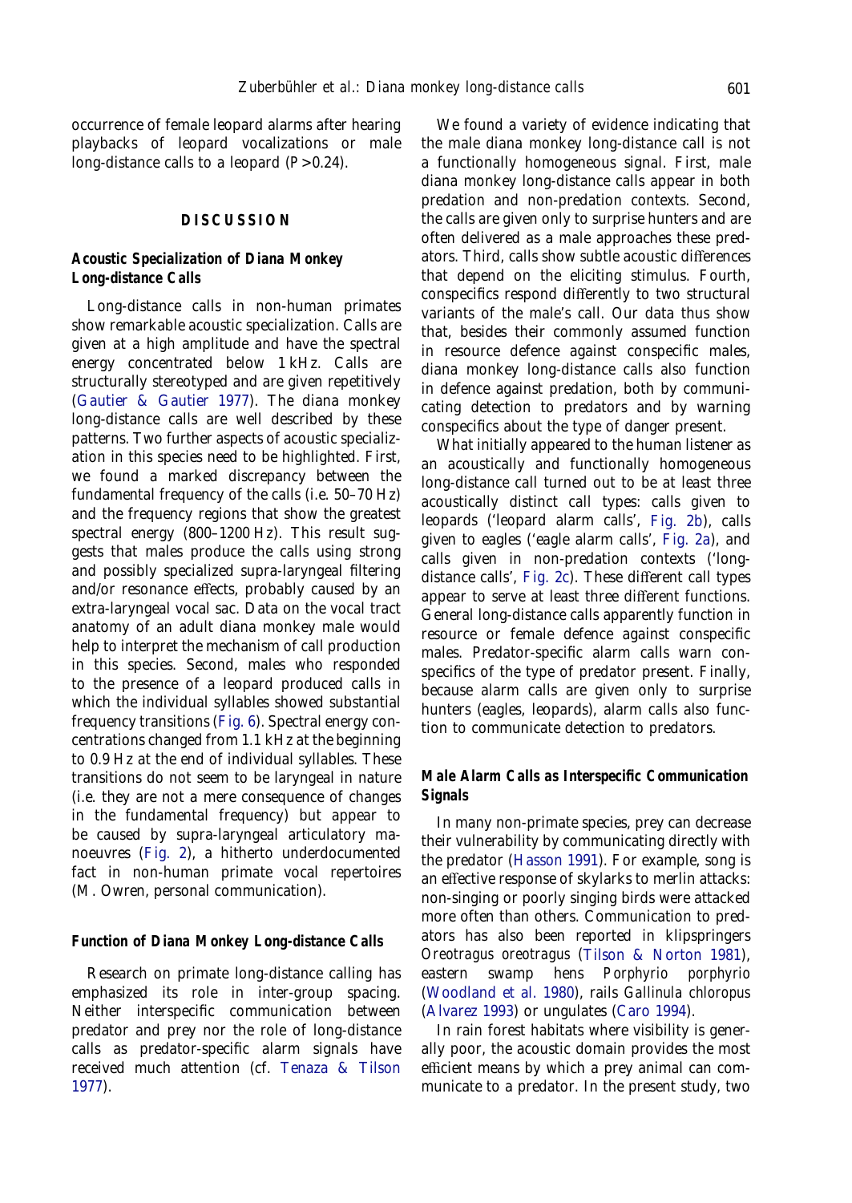occurrence of female leopard alarms after hearing playbacks of leopard vocalizations or male long-distance calls to a leopard ($P>0.24$).

## DISCUSSION

### Acoustic Specialization of Diana Monkey Long-distance Calls

Long-distance calls in non-human primates show remarkable acoustic specialization. Calls are given at a high amplitude and have the spectral energy concentrated below 1 kHz. Calls are structurally stereotyped and are given repetitively (Gautier & Gautier 1977). The diana monkey long-distance calls are well described by these patterns. Two further aspects of acoustic specialization in this species need to be highlighted. First, we found a marked discrepancy between the fundamental frequency of the calls (i.e. 50–70 Hz) and the frequency regions that show the greatest spectral energy (800–1200 Hz). This result suggests that males produce the calls using strong and possibly specialized supra-laryngeal filtering and/or resonance effects, probably caused by an extra-laryngeal vocal sac. Data on the vocal tract anatomy of an adult diana monkey male would help to interpret the mechanism of call production in this species. Second, males who responded to the presence of a leopard produced calls in which the individual syllables showed substantial frequency transitions (Fig. 6). Spectral energy concentrations changed from 1.1 kHz at the beginning to 0.9 Hz at the end of individual syllables. These transitions do not seem to be laryngeal in nature (i.e. they are not a mere consequence of changes in the fundamental frequency) but appear to be caused by supra-laryngeal articulatory manoeuvres (Fig. 2), a hitherto underdocumented fact in non-human primate vocal repertoires (M. Owren, personal communication).

### Function of Diana Monkey Long-distance Calls

Research on primate long-distance calling has emphasized its role in inter-group spacing. Neither interspecific communication between predator and prey nor the role of long-distance calls as predator-specific alarm signals have received much attention (cf. Tenaza & Tilson 1977).

We found a variety of evidence indicating that the male diana monkey long-distance call is not a functionally homogeneous signal. First, male diana monkey long-distance calls appear in both predation and non-predation contexts. Second, the calls are given only to surprise hunters and are often delivered as a male approaches these predators. Third, calls show subtle acoustic differences that depend on the eliciting stimulus. Fourth, conspecifics respond differently to two structural variants of the male's call. Our data thus show that, besides their commonly assumed function in resource defence against conspecific males, diana monkey long-distance calls also function in defence against predation, both by communicating detection to predators and by warning conspecifics about the type of danger present.

What initially appeared to the human listener as an acoustically and functionally homogeneous long-distance call turned out to be at least three acoustically distinct call types: calls given to leopards ('leopard alarm calls', Fig. 2b), calls given to eagles ('eagle alarm calls', Fig. 2a), and calls given in non-predation contexts ('long-distance calls', Fig. 2c). These different call types appear to serve at least three different functions. General long-distance calls apparently function in resource or female defence against conspecific males. Predator-specific alarm calls warn conspecifics of the type of predator present. Finally, because alarm calls are given only to surprise hunters (eagles, leopards), alarm calls also function to communicate detection to predators.

### Male Alarm Calls as Interspecific Communication Signals

In many non-primate species, prey can decrease their vulnerability by communicating directly with the predator (Hasson 1991). For example, song is an effective response of skylarks to merlin attacks: non-singing or poorly singing birds were attacked more often than others. Communication to predators has also been reported in klipspringers *Oreotragus oreotragus* (Tilson & Norton 1981), eastern swamp hens *Porphyrio porphyrio* (Woodland et al. 1980), rails *Gallinula chloropus* (Alvarez 1993) or ungulates (Caro 1994).

In rain forest habitats where visibility is generally poor, the acoustic domain provides the most efficient means by which a prey animal can communicate to a predator. In the present study, two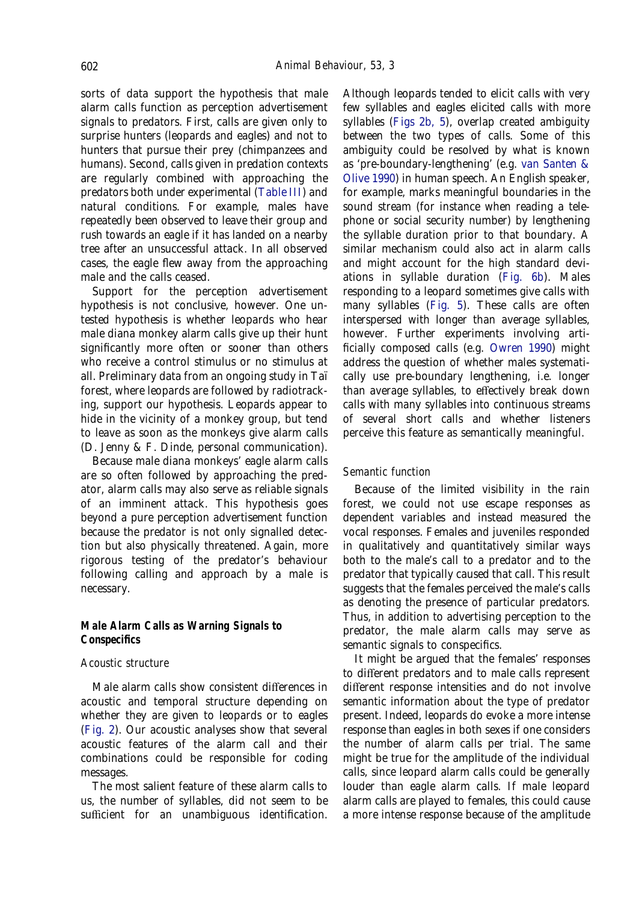sorts of data support the hypothesis that male alarm calls function as perception advertisement signals to predators. First, calls are given only to surprise hunters (leopards and eagles) and not to hunters that pursue their prey (chimpanzees and humans). Second, calls given in predation contexts are regularly combined with approaching the predators both under experimental (Table III) and natural conditions. For example, males have repeatedly been observed to leave their group and rush towards an eagle if it has landed on a nearby tree after an unsuccessful attack. In all observed cases, the eagle flew away from the approaching male and the calls ceased.

Support for the perception advertisement hypothesis is not conclusive, however. One untested hypothesis is whether leopards who hear male diana monkey alarm calls give up their hunt significantly more often or sooner than others who receive a control stimulus or no stimulus at all. Preliminary data from an ongoing study in Taï forest, where leopards are followed by radiotracking, support our hypothesis. Leopards appear to hide in the vicinity of a monkey group, but tend to leave as soon as the monkeys give alarm calls (D. Jenny & F. Dinde, personal communication).

Because male diana monkeys' eagle alarm calls are so often followed by approaching the predator, alarm calls may also serve as reliable signals of an imminent attack. This hypothesis goes beyond a pure perception advertisement function because the predator is not only signalled detection but also physically threatened. Again, more rigorous testing of the predator's behaviour following calling and approach by a male is necessary.

## Male Alarm Calls as Warning Signals to Conspecifics

### *Acoustic structure*

Male alarm calls show consistent differences in acoustic and temporal structure depending on whether they are given to leopards or to eagles (Fig. 2). Our acoustic analyses show that several acoustic features of the alarm call and their combinations could be responsible for coding messages.

The most salient feature of these alarm calls to us, the number of syllables, did not seem to be sufficient for an unambiguous identification. Although leopards tended to elicit calls with very few syllables and eagles elicited calls with more syllables (Figs 2b, 5), overlap created ambiguity between the two types of calls. Some of this ambiguity could be resolved by what is known as 'pre-boundary-lengthening' (e.g. van Santen & Olive 1990) in human speech. An English speaker, for example, marks meaningful boundaries in the sound stream (for instance when reading a telephone or social security number) by lengthening the syllable duration prior to that boundary. A similar mechanism could also act in alarm calls and might account for the high standard deviations in syllable duration (Fig. 6b). Males responding to a leopard sometimes give calls with many syllables (Fig. 5). These calls are often interspersed with longer than average syllables, however. Further experiments involving artificially composed calls (e.g. Owren 1990) might address the question of whether males systematically use pre-boundary lengthening, i.e. longer than average syllables, to effectively break down calls with many syllables into continuous streams of several short calls and whether listeners perceive this feature as semantically meaningful.

### *Semantic function*

Because of the limited visibility in the rain forest, we could not use escape responses as dependent variables and instead measured the vocal responses. Females and juveniles responded in qualitatively and quantitatively similar ways both to the male's call to a predator and to the predator that typically caused that call. This result suggests that the females perceived the male's calls as denoting the presence of particular predators. Thus, in addition to advertising perception to the predator, the male alarm calls may serve as semantic signals to conspecifics.

It might be argued that the females' responses to different predators and to male calls represent different response intensities and do not involve semantic information about the type of predator present. Indeed, leopards do evoke a more intense response than eagles in both sexes if one considers the number of alarm calls per trial. The same might be true for the amplitude of the individual calls, since leopard alarm calls could be generally louder than eagle alarm calls. If male leopard alarm calls are played to females, this could cause a more intense response because of the amplitude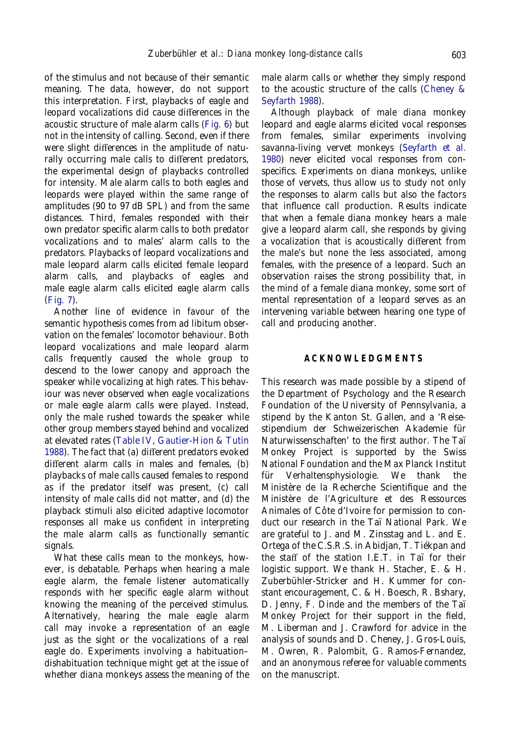of the stimulus and not because of their semantic meaning. The data, however, do not support this interpretation. First, playbacks of eagle and leopard vocalizations did cause differences in the acoustic structure of male alarm calls (Fig. 6) but not in the intensity of calling. Second, even if there were slight differences in the amplitude of naturally occurring male calls to different predators, the experimental design of playbacks controlled for intensity. Male alarm calls to both eagles and leopards were played within the same range of amplitudes (90 to 97 dB SPL) and from the same distances. Third, females responded with their own predator specific alarm calls to both predator vocalizations and to males' alarm calls to the predators. Playbacks of leopard vocalizations and male leopard alarm calls elicited female leopard alarm calls, and playbacks of eagles and male eagle alarm calls elicited eagle alarm calls (Fig. 7).

Another line of evidence in favour of the semantic hypothesis comes from ad libitum observation on the females' locomotor behaviour. Both leopard vocalizations and male leopard alarm calls frequently caused the whole group to descend to the lower canopy and approach the speaker while vocalizing at high rates. This behaviour was never observed when eagle vocalizations or male eagle alarm calls were played. Instead, only the male rushed towards the speaker while other group members stayed behind and vocalized at elevated rates (Table IV, Gautier-Hion & Tutin 1988). The fact that (a) different predators evoked different alarm calls in males and females, (b) playbacks of male calls caused females to respond as if the predator itself was present, (c) call intensity of male calls did not matter, and (d) the playback stimuli also elicited adaptive locomotor responses all make us confident in interpreting the male alarm calls as functionally semantic signals.

What these calls mean to the monkeys, however, is debatable. Perhaps when hearing a male eagle alarm, the female listener automatically responds with her specific eagle alarm without knowing the meaning of the perceived stimulus. Alternatively, hearing the male eagle alarm call may invoke a representation of an eagle just as the sight or the vocalizations of a real eagle do. Experiments involving a habituation–dishabituation technique might get at the issue of whether diana monkeys assess the meaning of the male alarm calls or whether they simply respond to the acoustic structure of the calls (Cheney & Seyfarth 1988).

Although playback of male diana monkey leopard and eagle alarms elicited vocal responses from females, similar experiments involving savanna-living vervet monkeys (Seyfarth et al. 1980) never elicited vocal responses from conspecifics. Experiments on diana monkeys, unlike those of vervets, thus allow us to study not only the responses to alarm calls but also the factors that influence call production. Results indicate that when a female diana monkey hears a male give a leopard alarm call, she responds by giving a vocalization that is acoustically different from the male's but none the less associated, among females, with the presence of a leopard. Such an observation raises the strong possibility that, in the mind of a female diana monkey, some sort of mental representation of a leopard serves as an intervening variable between hearing one type of call and producing another.

## ACKNOWLEDGMENTS

This research was made possible by a stipend of the Department of Psychology and the Research Foundation of the University of Pennsylvania, a stipend by the Kanton St. Gallen, and a 'Reisestipendium der Schweizerischen Akademie für Naturwissenschaften' to the first author. The Taï Monkey Project is supported by the Swiss National Foundation and the Max Planck Institut für Verhaltensphysiologie. We thank the Ministère de la Recherche Scientifique and the Ministère de l'Agriculture et des Ressources Animales of Côte d'Ivoire for permission to conduct our research in the Taï National Park. We are grateful to J. and M. Zinsstag and L. and E. Ortega of the C.S.R.S. in Abidjan, T. Tiékpan and the staff of the station I.E.T. in Taï for their logistic support. We thank H. Stacher, E. & H. Zuberbühler-Stricker and H. Kummer for constant encouragement, C. & H. Boesch, R. Bshary, D. Jenny, F. Dinde and the members of the Taï Monkey Project for their support in the field, M. Liberman and J. Crawford for advice in the analysis of sounds and D. Cheney, J. Gros-Louis, M. Owren, R. Palombit, G. Ramos-Fernandez, and an anonymous referee for valuable comments on the manuscript.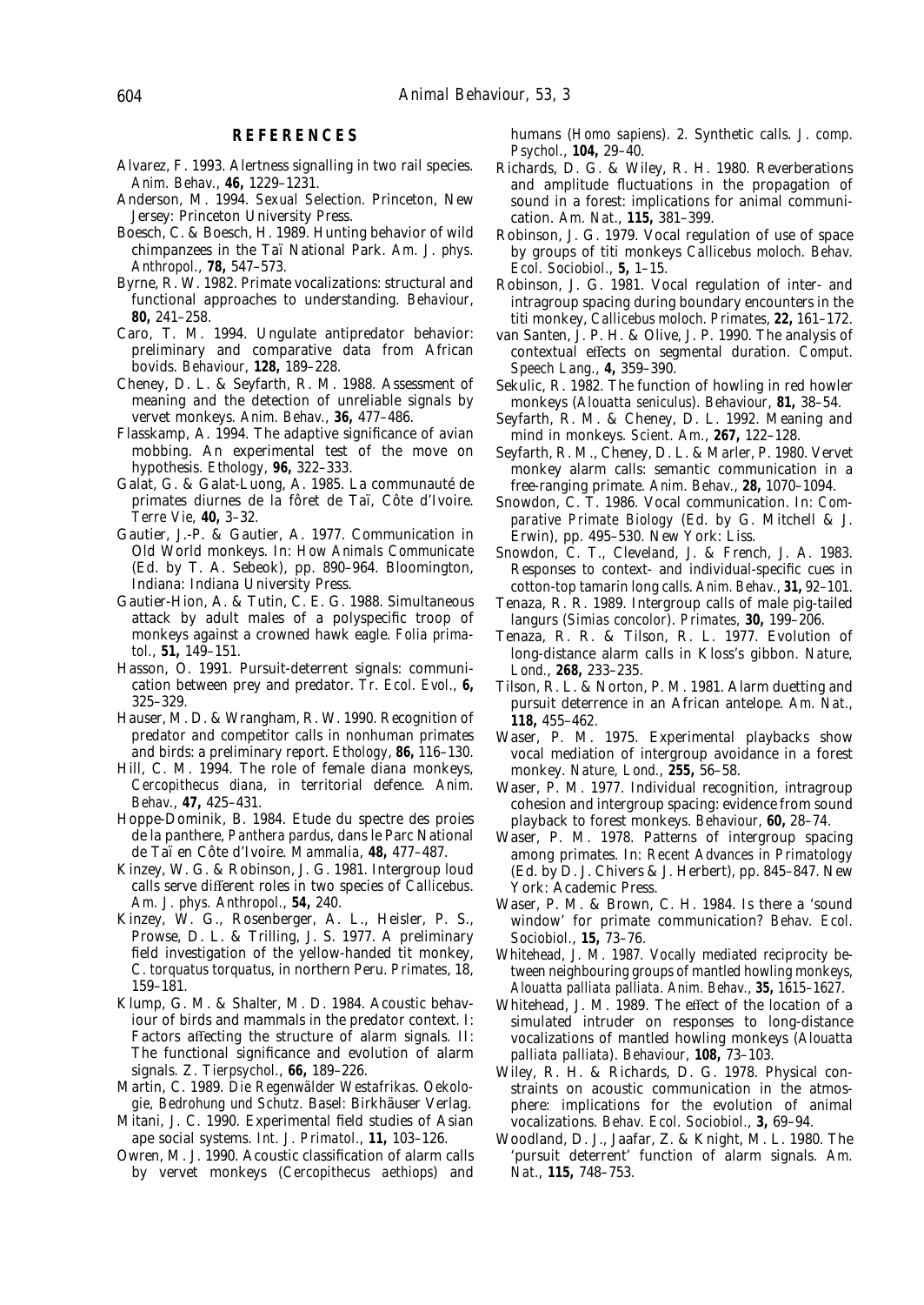## REFERENCES

Alvarez, F. 1993. Alertness signalling in two rail species. *Anim. Behav.*, **46,** 1229–1231.

Anderson, M. 1994. *Sexual Selection.* Princeton, New Jersey: Princeton University Press.

Boesch, C. & Boesch, H. 1989. Hunting behavior of wild chimpanzees in the Taï National Park. *Am. J. phys. Anthropol.*, **78,** 547–573.

Byrne, R. W. 1982. Primate vocalizations: structural and functional approaches to understanding. *Behaviour*, **80,** 241–258.

Caro, T. M. 1994. Ungulate antipredator behavior: preliminary and comparative data from African bovids. *Behaviour*, **128,** 189–228.

Cheney, D. L. & Seyfarth, R. M. 1988. Assessment of meaning and the detection of unreliable signals by vervet monkeys. *Anim. Behav.*, **36,** 477–486.

Flasskamp, A. 1994. The adaptive significance of avian mobbing. An experimental test of the move on hypothesis. *Ethology*, **96,** 322–333.

Galat, G. & Galat-Luong, A. 1985. La communauté de primates diurnes de la fôret de Taï, Côte d'Ivoire. *Terre Vie*, **40,** 3–32.

Gautier, J.-P. & Gautier, A. 1977. Communication in Old World monkeys. In: *How Animals Communicate* (Ed. by T. A. Sebeok), pp. 890–964. Bloomington, Indiana: Indiana University Press.

Gautier-Hion, A. & Tutin, C. E. G. 1988. Simultaneous attack by adult males of a polyspecific troop of monkeys against a crowned hawk eagle. *Folia primatol.*, **51,** 149–151.

Hasson, O. 1991. Pursuit-deterrent signals: communication between prey and predator. *Tr. Ecol. Evol.*, **6,** 325–329.

Hauser, M. D. & Wrangham, R. W. 1990. Recognition of predator and competitor calls in nonhuman primates and birds: a preliminary report. *Ethology*, **86,** 116–130.

Hill, C. M. 1994. The role of female diana monkeys, *Cercopithecus diana*, in territorial defence. *Anim. Behav.*, **47,** 425–431.

Hoppe-Dominik, B. 1984. Etude du spectre des proies de la panthere, *Panthera pardus*, dans le Parc National de Taï en Côte d'Ivoire. *Mammalia*, **48,** 477–487.

Kinzey, W. G. & Robinson, J. G. 1981. Intergroup loud calls serve different roles in two species of *Callicebus*. *Am. J. phys. Anthropol.*, **54,** 240.

Kinzey, W. G., Rosenberger, A. L., Heisler, P. S., Prowse, D. L. & Trilling, J. S. 1977. A preliminary field investigation of the yellow-handed tit monkey, *C. torquatus torquatus*, in northern Peru. *Primates*, 18, 159–181.

Klump, G. M. & Shalter, M. D. 1984. Acoustic behaviour of birds and mammals in the predator context. I: Factors affecting the structure of alarm signals. II: The functional significance and evolution of alarm signals. *Z. Tierpsychol.*, **66,** 189–226.

Martin, C. 1989. *Die Regenwälder Westafrikas. Oekologie, Bedrohung und Schutz.* Basel: Birkhäuser Verlag.

Mitani, J. C. 1990. Experimental field studies of Asian ape social systems. *Int. J. Primatol.*, **11,** 103–126.

Owren, M. J. 1990. Acoustic classification of alarm calls by vervet monkeys (*Cercopithecus aethiops*) and humans (*Homo sapiens*). 2. Synthetic calls. *J. comp. Psychol.*, **104,** 29–40.

Richards, D. G. & Wiley, R. H. 1980. Reverberations and amplitude fluctuations in the propagation of sound in a forest: implications for animal communication. *Am. Nat.*, **115,** 381–399.

Robinson, J. G. 1979. Vocal regulation of use of space by groups of titi monkeys *Callicebus moloch*. *Behav. Ecol. Sociobiol.*, **5,** 1–15.

Robinson, J. G. 1981. Vocal regulation of inter- and intragroup spacing during boundary encounters in the titi monkey, *Callicebus moloch*. *Primates*, **22,** 161–172.

van Santen, J. P. H. & Olive, J. P. 1990. The analysis of contextual effects on segmental duration. *Comput. Speech Lang.*, **4,** 359–390.

Sekulic, R. 1982. The function of howling in red howler monkeys (*Alouatta seniculus*). *Behaviour*, **81,** 38–54.

Seyfarth, R. M. & Cheney, D. L. 1992. Meaning and mind in monkeys. *Scient. Am.*, **267,** 122–128.

Seyfarth, R. M., Cheney, D. L. & Marler, P. 1980. Vervet monkey alarm calls: semantic communication in a free-ranging primate. *Anim. Behav.*, **28,** 1070–1094.

Snowdon, C. T. 1986. Vocal communication. In: *Comparative Primate Biology* (Ed. by G. Mitchell & J. Erwin), pp. 495–530. New York: Liss.

Snowdon, C. T., Cleveland, J. & French, J. A. 1983. Responses to context- and individual-specific cues in cotton-top tamarin long calls. *Anim. Behav.*, **31,** 92–101.

Tenaza, R. R. 1989. Intergroup calls of male pig-tailed langurs (*Simias concolor*). *Primates*, **30,** 199–206.

Tenaza, R. R. & Tilson, R. L. 1977. Evolution of long-distance alarm calls in Kloss's gibbon. *Nature, Lond.*, **268,** 233–235.

Tilson, R. L. & Norton, P. M. 1981. Alarm duetting and pursuit deterrence in an African antelope. *Am. Nat.*, **118,** 455–462.

Waser, P. M. 1975. Experimental playbacks show vocal mediation of intergroup avoidance in a forest monkey. *Nature, Lond.*, **255,** 56–58.

Waser, P. M. 1977. Individual recognition, intragroup cohesion and intergroup spacing: evidence from sound playback to forest monkeys. *Behaviour*, **60,** 28–74.

Waser, P. M. 1978. Patterns of intergroup spacing among primates. In: *Recent Advances in Primatology* (Ed. by D. J. Chivers & J. Herbert), pp. 845–847. New York: Academic Press.

Waser, P. M. & Brown, C. H. 1984. Is there a 'sound window' for primate communication? *Behav. Ecol. Sociobiol.*, **15,** 73–76.

Whitehead, J. M. 1987. Vocally mediated reciprocity between neighbouring groups of mantled howling monkeys, *Alouatta palliata palliata*. *Anim. Behav.*, **35,** 1615–1627.

Whitehead, J. M. 1989. The effect of the location of a simulated intruder on responses to long-distance vocalizations of mantled howling monkeys (*Alouatta palliata palliata*). *Behaviour*, **108,** 73–103.

Wiley, R. H. & Richards, D. G. 1978. Physical constraints on acoustic communication in the atmosphere: implications for the evolution of animal vocalizations. *Behav. Ecol. Sociobiol.*, **3,** 69–94.

Woodland, D. J., Jaafar, Z. & Knight, M. L. 1980. The 'pursuit deterrent' function of alarm signals. *Am. Nat.*, **115,** 748–753.